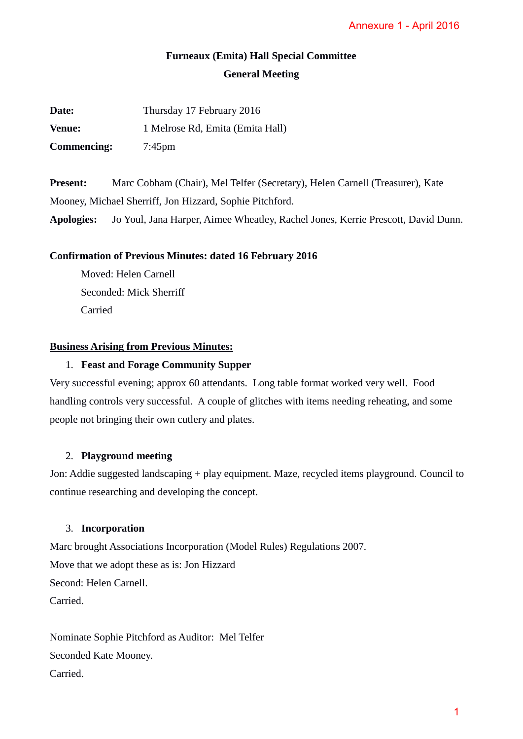Annexure 1 - April 2016

**Furneaux (Emita) Hall Special Committee**

**General Meeting**

**Date:** Thursday 17 February 2016

**Venue:** 1 Melrose Rd, Emita (Emita Hall)

**Commencing:** 7:45pm

**Present:** Marc Cobham (Chair), Mel Telfer (Secretary), Helen Carnell (Treasurer), Kate Mooney, Michael Sherriff, Jon Hizzard, Sophie Pitchford.

**Apologies:** Jo Youl, Jana Harper, Aimee Wheatley, Rachel Jones, Kerrie Prescott, David Dunn.

**Confirmation of Previous Minutes: dated 16 February 2016**

Moved: Helen Carnell

Seconded: Mick Sherriff

Carried

**Business Arising from Previous Minutes:**

1. **Feast and Forage Community Supper**

Very successful evening; approx 60 attendants. Long table format worked very well. Food handling controls very successful. A couple of glitches with items needing reheating, and some people not bringing their own cutlery and plates.

2. **Playground meeting**

Jon: Addie suggested landscaping + play equipment. Maze, recycled items playground. Council to continue researching and developing the concept.

3. **Incorporation**

Marc brought Associations Incorporation (Model Rules) Regulations 2007.

Move that we adopt these as is: Jon Hizzard

Second: Helen Carnell.

Carried.

Nominate Sophie Pitchford as Auditor: Mel Telfer

Seconded Kate Mooney.

Carried.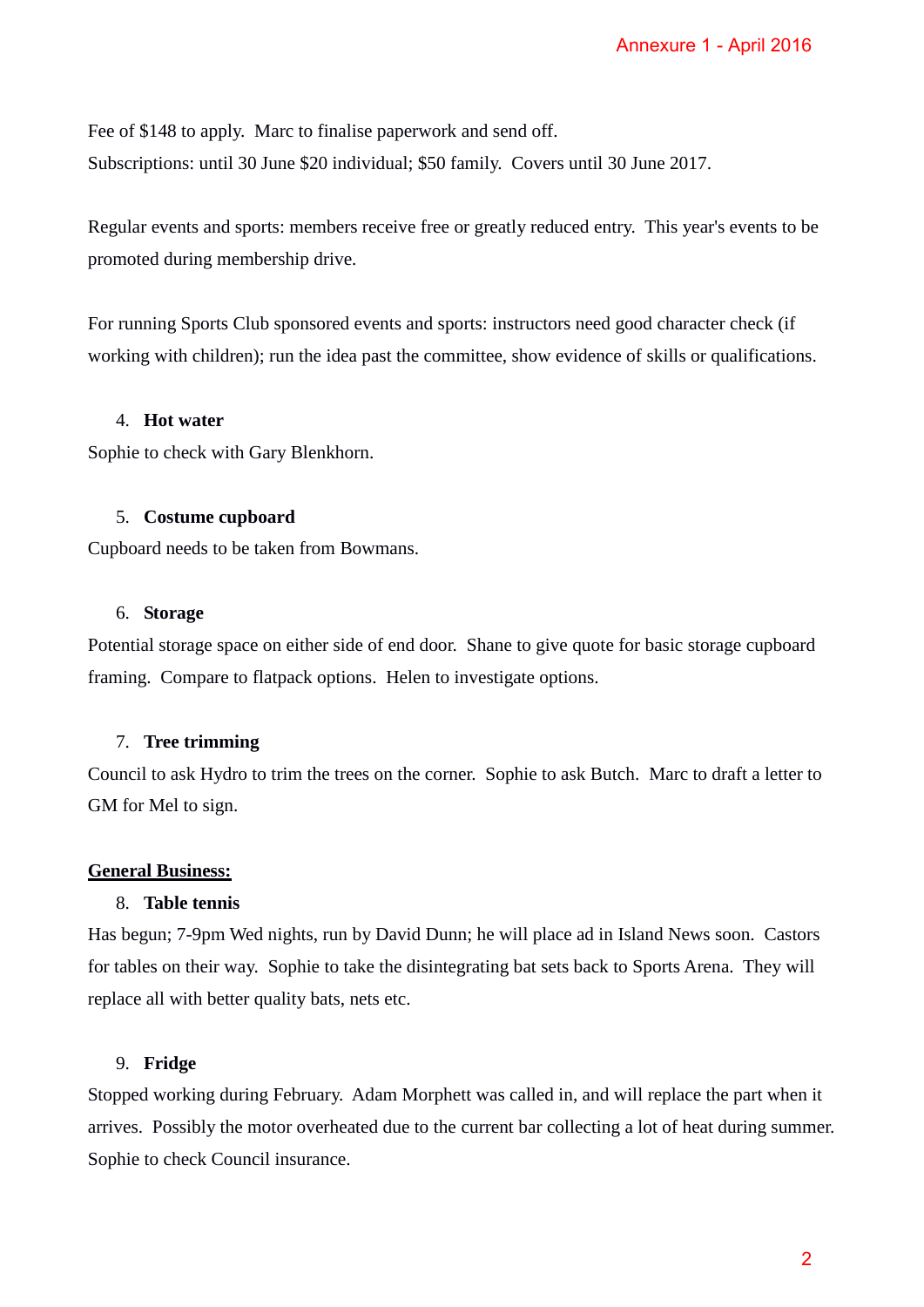Fee of $148 to apply. Marc to finalise paperwork and send off.

Subscriptions: until 30 June $20 individual; $50 family. Covers until 30 June 2017.

Regular events and sports: members receive free or greatly reduced entry. This year's events to be promoted during membership drive.

For running Sports Club sponsored events and sports: instructors need good character check (if working with children); run the idea past the committee, show evidence of skills or qualifications.

4. **Hot water**

Sophie to check with Gary Blenkhorn.

5. **Costume cupboard**

Cupboard needs to be taken from Bowmans.

6. **Storage**

Potential storage space on either side of end door. Shane to give quote for basic storage cupboard framing. Compare to flatpack options. Helen to investigate options.

7. **Tree trimming**

Council to ask Hydro to trim the trees on the corner. Sophie to ask Butch. Marc to draft a letter to GM for Mel to sign.

**General Business:**

8. **Table tennis**

Has begun; 7-9pm Wed nights, run by David Dunn; he will place ad in Island News soon. Castors for tables on their way. Sophie to take the disintegrating bat sets back to Sports Arena. They will replace all with better quality bats, nets etc.

9. **Fridge**

Stopped working during February. Adam Morphett was called in, and will replace the part when it arrives. Possibly the motor overheated due to the current bar collecting a lot of heat during summer. Sophie to check Council insurance.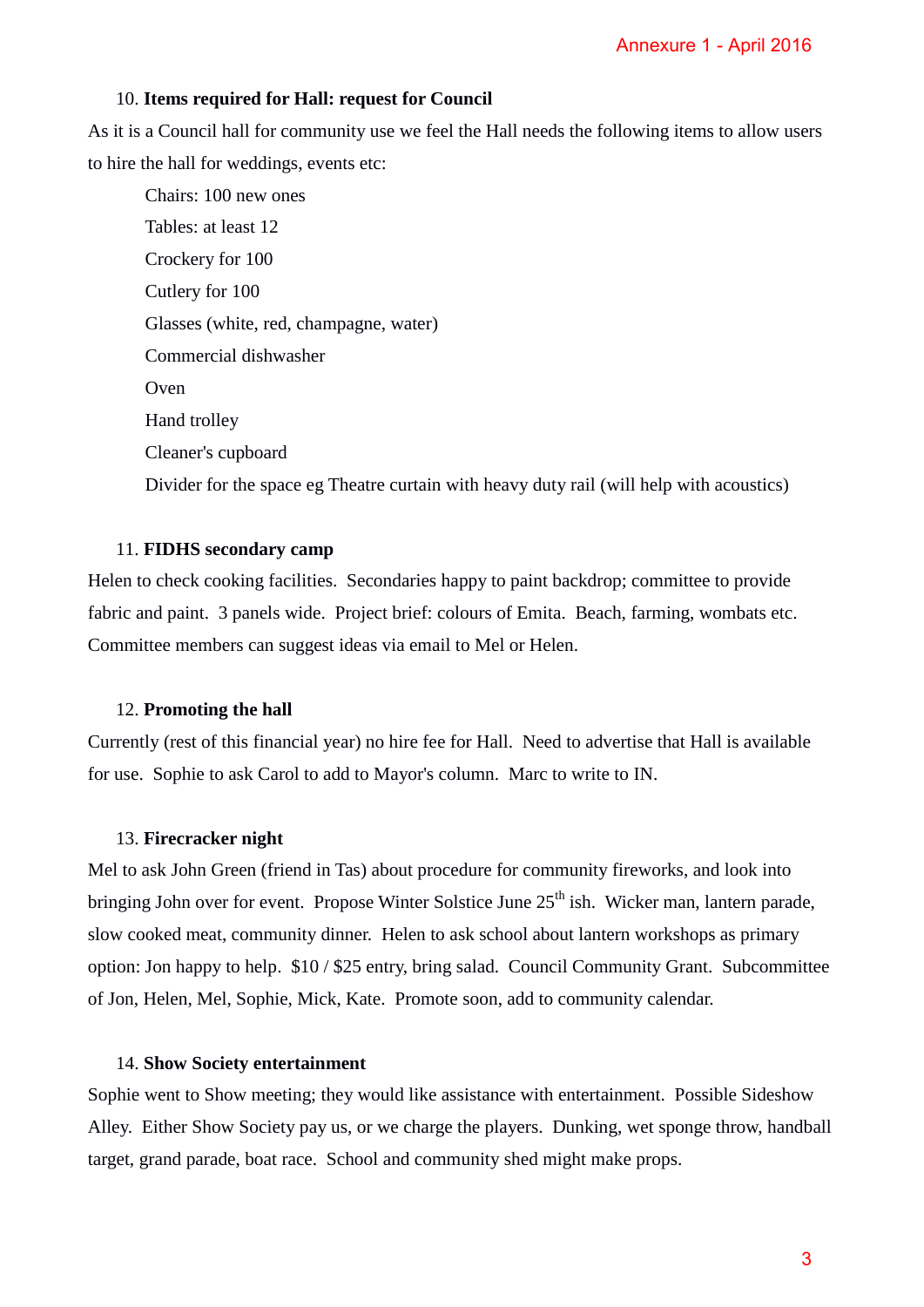10. **Items required for Hall: request for Council**

As it is a Council hall for community use we feel the Hall needs the following items to allow users to hire the hall for weddings, events etc:

- Chairs: 100 new ones
- Tables: at least 12
- Crockery for 100
- Cutlery for 100
- Glasses (white, red, champagne, water)
- Commercial dishwasher
- Oven
- Hand trolley
- Cleaner's cupboard
- Divider for the space eg Theatre curtain with heavy duty rail (will help with acoustics)

11. **FIDHS secondary camp**

Helen to check cooking facilities. Secondaries happy to paint backdrop; committee to provide fabric and paint. 3 panels wide. Project brief: colours of Emita. Beach, farming, wombats etc. Committee members can suggest ideas via email to Mel or Helen.

12. **Promoting the hall**

Currently (rest of this financial year) no hire fee for Hall. Need to advertise that Hall is available for use. Sophie to ask Carol to add to Mayor's column. Marc to write to IN.

13. **Firecracker night**

Mel to ask John Green (friend in Tas) about procedure for community fireworks, and look into bringing John over for event. Propose Winter Solstice June 25th ish. Wicker man, lantern parade, slow cooked meat, community dinner. Helen to ask school about lantern workshops as primary option: Jon happy to help. $10 / $25 entry, bring salad. Council Community Grant. Subcommittee of Jon, Helen, Mel, Sophie, Mick, Kate. Promote soon, add to community calendar.

14. **Show Society entertainment**

Sophie went to Show meeting; they would like assistance with entertainment. Possible Sideshow Alley. Either Show Society pay us, or we charge the players. Dunking, wet sponge throw, handball target, grand parade, boat race. School and community shed might make props.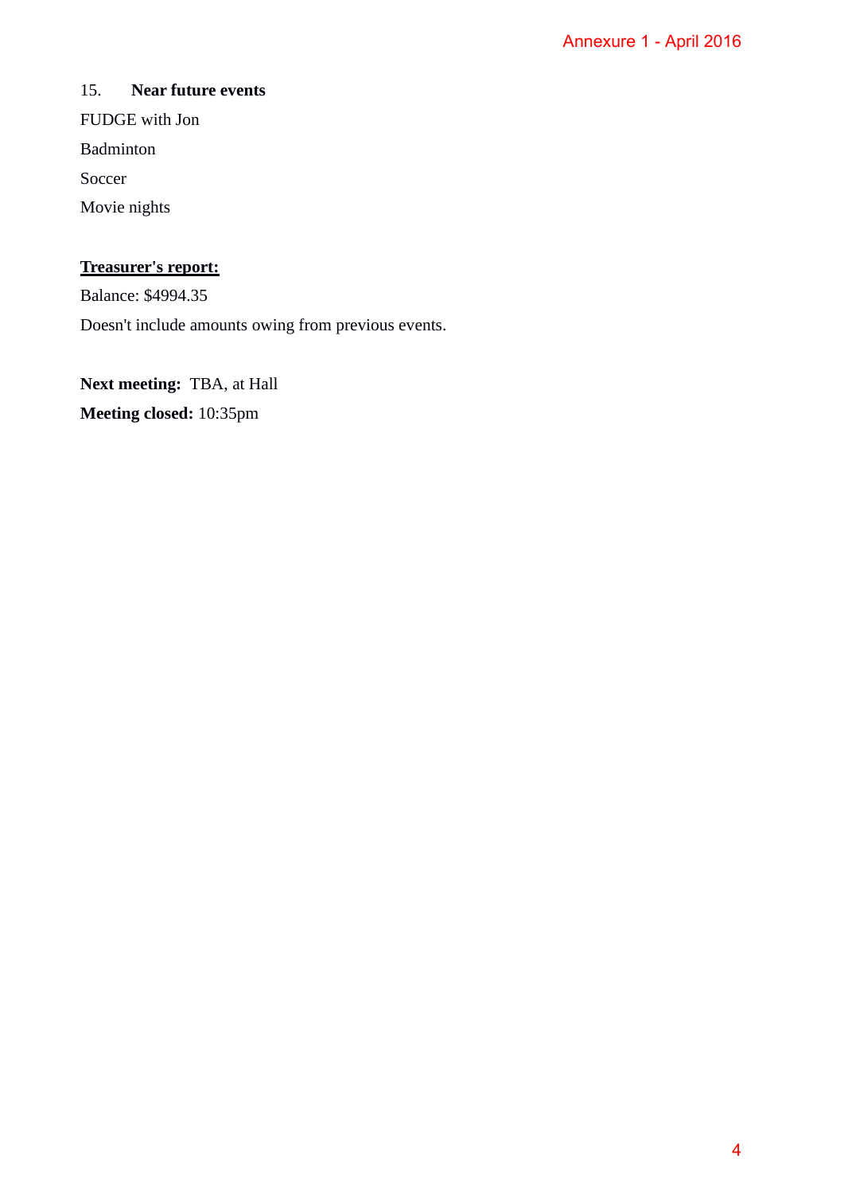15. **Near future events**

FUDGE with Jon

Badminton

Soccer

Movie nights

**<u>Treasurer's report:</u>**

Balance: $4994.35

Doesn't include amounts owing from previous events.

**Next meeting:** TBA, at Hall

**Meeting closed:** 10:35pm